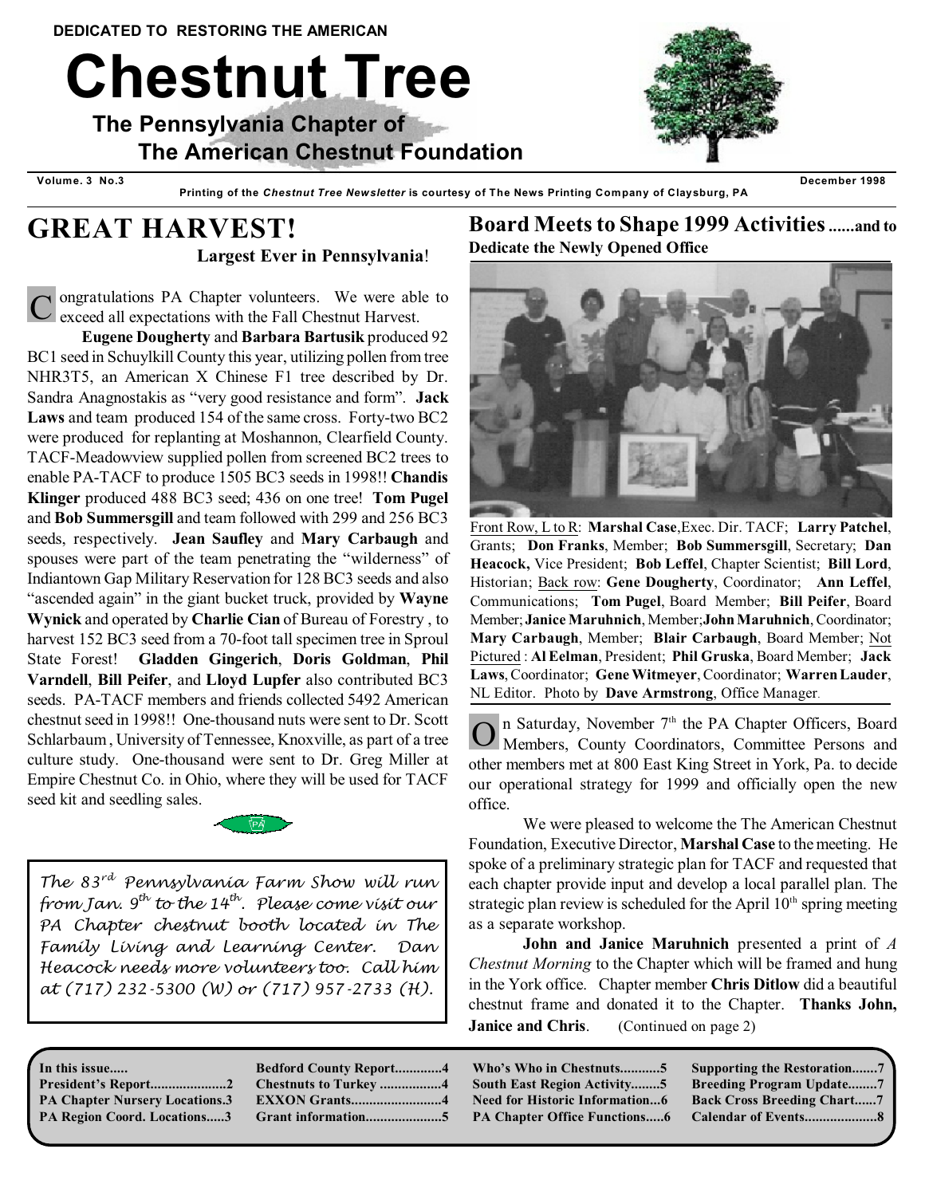DEDICATED TO RESTORING THE AMERICAN

# Chestnut Tree

## The Pennsylvania Chapter of The American Chestnut Foundation

**Volume. 3 No.3** **December 1998**

**Printing of the *Chestnut Tree Newsletter* is courtesy of The News Printing Company of Claysburg, PA**

## GREAT HARVEST!

**Largest Ever in Pennsylvania**!

Congratulations PA Chapter volunteers. We were able to exceed all expectations with the Fall Chestnut Harvest.

**Eugene Dougherty** and **Barbara Bartusik** produced 92 BC1 seed in Schuylkill County this year, utilizing pollen from tree NHR3T5, an American X Chinese F1 tree described by Dr. Sandra Anagnostakis as "very good resistance and form". **Jack Laws** and team produced 154 of the same cross. Forty-two BC2 were produced for replanting at Moshannon, Clearfield County. TACF-Meadowview supplied pollen from screened BC2 trees to enable PA-TACF to produce 1505 BC3 seeds in 1998!! **Chandis Klinger** produced 488 BC3 seed; 436 on one tree! **Tom Pugel** and **Bob Summersgill** and team followed with 299 and 256 BC3 seeds, respectively. **Jean Saufley** and **Mary Carbaugh** and spouses were part of the team penetrating the "wilderness" of Indiantown Gap Military Reservation for 128 BC3 seeds and also "ascended again" in the giant bucket truck, provided by **Wayne Wynick** and operated by **Charlie Cian** of Bureau of Forestry , to harvest 152 BC3 seed from a 70-foot tall specimen tree in Sproul State Forest! **Gladden Gingerich**, **Doris Goldman**, **Phil Varndell**, **Bill Peifer**, and **Lloyd Lupfer** also contributed BC3 seeds. PA-TACF members and friends collected 5492 American chestnut seed in 1998!! One-thousand nuts were sent to Dr. Scott Schlarbaum , University of Tennessee, Knoxville, as part of a tree culture study. One-thousand were sent to Dr. Greg Miller at Empire Chestnut Co. in Ohio, where they will be used for TACF seed kit and seedling sales.

*The 83rd Pennsylvania Farm Show will run from Jan. 9th to the 14th. Please come visit our PA Chapter chestnut booth located in The Family Living and Learning Center. Dan Heacock needs more volunteers too. Call him at (717) 232-5300 (W) or (717) 957-2733 (H).*

## Board Meets to Shape 1999 Activities ......and to Dedicate the Newly Opened Office

Front Row, L to R: **Marshal Case**, Exec. Dir. TACF; **Larry Patchel**, Grants; **Don Franks**, Member; **Bob Summersgill**, Secretary; **Dan Heacock,** Vice President; **Bob Leffel**, Chapter Scientist; **Bill Lord**, Historian; Back row: **Gene Dougherty**, Coordinator; **Ann Leffel**, Communications; **Tom Pugel**, Board Member; **Bill Peifer**, Board Member; **Janice Maruhnich**, Member; **John Maruhnich**, Coordinator; **Mary Carbaugh**, Member; **Blair Carbaugh**, Board Member; Not Pictured : **Al Eelman**, President; **Phil Gruska**, Board Member; **Jack Laws**, Coordinator; **Gene Witmeyer**, Coordinator; **Warren Lauder**, NL Editor. Photo by **Dave Armstrong**, Office Manager.

On Saturday, November 7th the PA Chapter Officers, Board Members, County Coordinators, Committee Persons and other members met at 800 East King Street in York, Pa. to decide our operational strategy for 1999 and officially open the new office.

We were pleased to welcome the The American Chestnut Foundation, Executive Director, **Marshal Case** to the meeting. He spoke of a preliminary strategic plan for TACF and requested that each chapter provide input and develop a local parallel plan. The strategic plan review is scheduled for the April 10th spring meeting as a separate workshop.

**John and Janice Maruhnich** presented a print of *A Chestnut Morning* to the Chapter which will be framed and hung in the York office. Chapter member **Chris Ditlow** did a beautiful chestnut frame and donated it to the Chapter. **Thanks John, Janice and Chris**. (Continued on page 2)

**In this issue.....**

- **President's Report....................2**
- **PA Chapter Nursery Locations.3**
- **PA Region Coord. Locations.....3**
- **Bedford County Report............4**
- **Chestnuts to Turkey ................4**
- **EXXON Grants........................4**
- **Grant information....................5**
- **Who's Who in Chestnuts...........5**
- **South East Region Activity........5**
- **Need for Historic Information...6**
- **PA Chapter Office Functions.....6**
- **Supporting the Restoration.......7**
- **Breeding Program Update........7**
- **Back Cross Breeding Chart......7**
- **Calendar of Events...................8**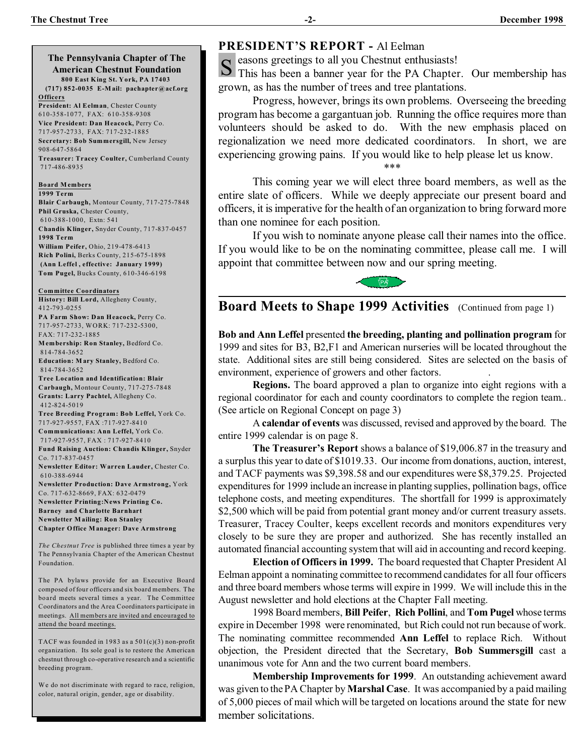## The Pennsylvania Chapter of The American Chestnut Foundation

**800 East King St. York, PA 17403**
**(717) 852-0035 E-Mail: pachapter@acf.org**

**Officers**

**President: Al Eelman**, Chester County 610-358-1077, FAX: 610-358-9308
**Vice President: Dan Heacock,** Perry Co. 717-957-2733, FAX: 717-232-1885
**Secretary: Bob Summersgill,** New Jersey 908-647-5864
**Treasurer: Tracey Coulter,** Cumberland County 717-486-8935

**Board Members**

**1999 Term**
**Blair Carbaugh,** Montour County, 717-275-7848
**Phil Gruska,** Chester County, 610-388-1000, Extn: 541
**Chandis Klinger,** Snyder County, 717-837-0457

**1998 Term**
**William Peifer,** Ohio, 219-478-6413
**Rich Polini,** Berks County, 215-675-1898
**(Ann Leffel, effective: January 1999)**
**Tom Pugel,** Bucks County, 610-346-6198

**Committee Coordinators**

**History: Bill Lord,** Allegheny County, 412-793-0255
**PA Farm Show: Dan Heacock,** Perry Co. 717-957-2733, WORK: 717-232-5300, FAX: 717-232-1885
**Membership: Ron Stanley,** Bedford Co. 814-784-3652
**Education: Mary Stanley,** Bedford Co. 814-784-3652
**Tree Location and Identification: Blair Carbaugh,** Montour County, 717-275-7848
**Grants: Larry Pachtel,** Allegheny Co. 412-824-5019
**Tree Breeding Program: Bob Leffel,** York Co. 717-927-9557, FAX: 717-927-8410
**Communications: Ann Leffel,** York Co. 717-927-9557, FAX: 717-927-8410
**Fund Raising Auction: Chandis Klinger,** Snyder Co. 717-837-0457
**Newsletter Editor: Warren Lauder,** Chester Co. 610-388-6944
**Newsletter Production: Dave Armstrong,** York Co. 717-632-8669, FAX: 632-0479
**Newsletter Printing: News Printing Co. Barney and Charlotte Barnhart**
**Newsletter Mailing: Ron Stanley**
**Chapter Office Manager: Dave Armstrong**

*The Chestnut Tree* is published three times a year by The Pennsylvania Chapter of the American Chestnut Foundation.

The PA bylaws provide for an Executive Board composed of four officers and six board members. The board meets several times a year. The Committee Coordinators and the Area Coordinators participate in meetings. All members are invited and encouraged to attend the board meetings.

TACF was founded in 1983 as a 501(c)(3) non-profit organization. Its sole goal is to restore the American chestnut through co-operative research and a scientific breeding program.

We do not discriminate with regard to race, religion, color, natural origin, gender, age or disability.

## PRESIDENT'S REPORT - Al Eelman

Seasons greetings to all you Chestnut enthusiasts!

This has been a banner year for the PA Chapter. Our membership has grown, as has the number of trees and tree plantations.

Progress, however, brings its own problems. Overseeing the breeding program has become a gargantuan job. Running the office requires more than volunteers should be asked to do. With the new emphasis placed on regionalization we need more dedicated coordinators. In short, we are experiencing growing pains. If you would like to help please let us know.

\*\*\*

This coming year we will elect three board members, as well as the entire slate of officers. While we deeply appreciate our present board and officers, it is imperative for the health of an organization to bring forward more than one nominee for each position.

If you wish to nominate anyone please call their names into the office. If you would like to be on the nominating committee, please call me. I will appoint that committee between now and our spring meeting.

## Board Meets to Shape 1999 Activities (Continued from page 1)

**Bob and Ann Leffel** presented **the breeding, planting and pollination program** for 1999 and sites for B3, B2,F1 and American nurseries will be located throughout the state. Additional sites are still being considered. Sites are selected on the basis of environment, experience of growers and other factors.

**Regions.** The board approved a plan to organize into eight regions with a regional coordinator for each and county coordinators to complete the region team.. (See article on Regional Concept on page 3)

A **calendar of events** was discussed, revised and approved by the board. The entire 1999 calendar is on page 8.

**The Treasurer's Report** shows a balance of $19,006.87 in the treasury and a surplus this year to date of $1019.33. Our income from donations, auction, interest, and TACF payments was $9,398.58 and our expenditures were $8,379.25. Projected expenditures for 1999 include an increase in planting supplies, pollination bags, office telephone costs, and meeting expenditures. The shortfall for 1999 is approximately $2,500 which will be paid from potential grant money and/or current treasury assets. Treasurer, Tracey Coulter, keeps excellent records and monitors expenditures very closely to be sure they are proper and authorized. She has recently installed an automated financial accounting system that will aid in accounting and record keeping.

**Election of Officers in 1999.** The board requested that Chapter President Al Eelman appoint a nominating committee to recommend candidates for all four officers and three board members whose terms will expire in 1999. We will include this in the August newsletter and hold elections at the Chapter Fall meeting.

1998 Board members, **Bill Peifer**, **Rich Pollini**, and **Tom Pugel** whose terms expire in December 1998 were renominated, but Rich could not run because of work. The nominating committee recommended **Ann Leffel** to replace Rich. Without objection, the President directed that the Secretary, **Bob Summersgill** cast a unanimous vote for Ann and the two current board members.

**Membership Improvements for 1999**. An outstanding achievement award was given to the PA Chapter by **Marshal Case**. It was accompanied by a paid mailing of 5,000 pieces of mail which will be targeted on locations around the state for new member solicitations.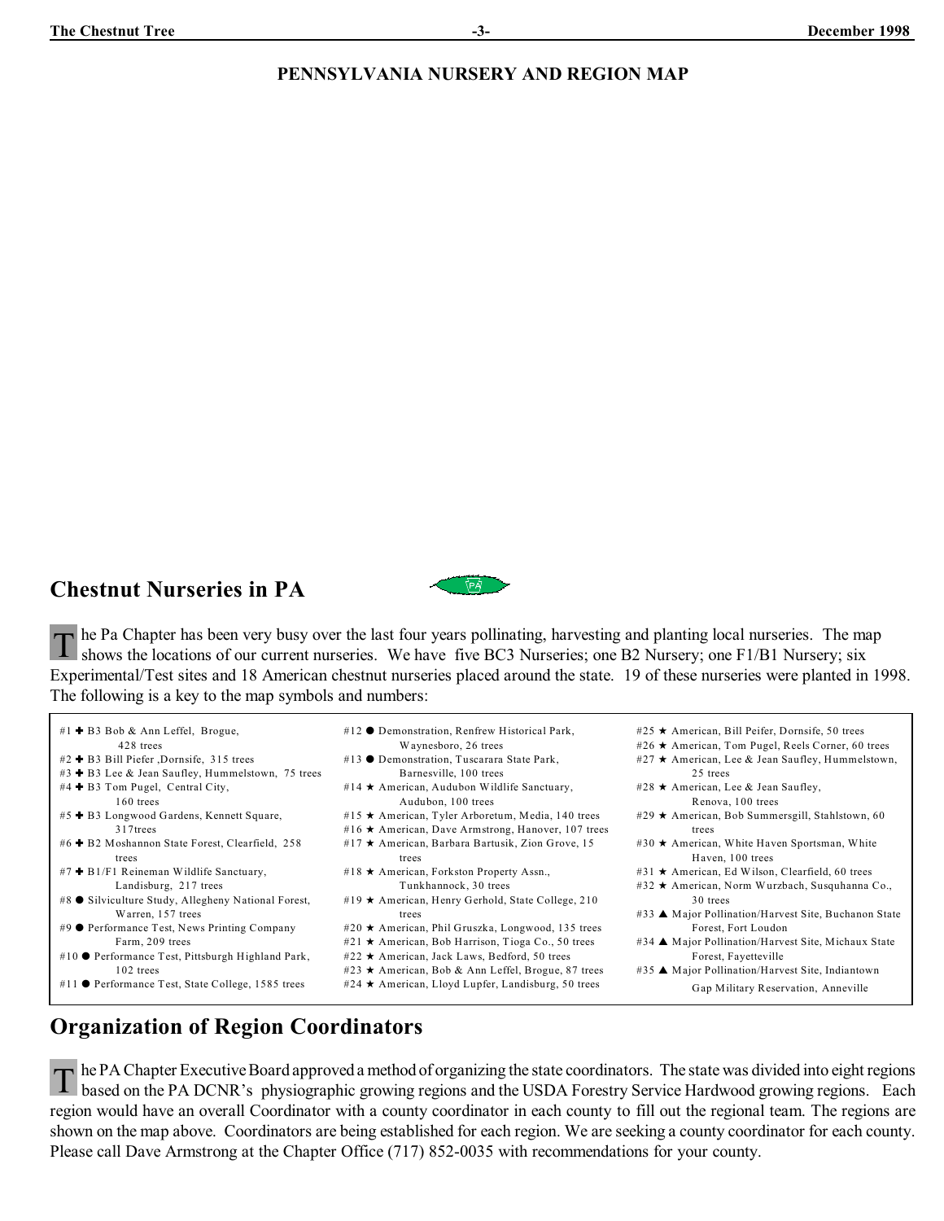## PENNSYLVANIA NURSERY AND REGION MAP

## Chestnut Nurseries in PA

The Pa Chapter has been very busy over the last four years pollinating, harvesting and planting local nurseries. The map shows the locations of our current nurseries. We have five BC3 Nurseries; one B2 Nursery; one F1/B1 Nursery; six Experimental/Test sites and 18 American chestnut nurseries placed around the state. 19 of these nurseries were planted in 1998. The following is a key to the map symbols and numbers:

- #1 ✚ B3 Bob & Ann Leffel, Brogue, 428 trees
- #2 ✚ B3 Bill Piefer ,Dornsife, 315 trees
- #3 ✚ B3 Lee & Jean Saufley, Hummelstown, 75 trees
- #4 ✚ B3 Tom Pugel, Central City, 160 trees
- #5 ✚ B3 Longwood Gardens, Kennett Square, 317trees
- #6 ✚ B2 Moshannon State Forest, Clearfield, 258 trees
- #7 ✚ B1/F1 Reineman Wildlife Sanctuary, Landisburg, 217 trees
- #8 ● Silviculture Study, Allegheny National Forest, Warren, 157 trees
- #9 ● Performance Test, News Printing Company Farm, 209 trees
- #10 ● Performance Test, Pittsburgh Highland Park, 102 trees
- #11 ● Performance Test, State College, 1585 trees
- #12 ● Demonstration, Renfrew Historical Park, Waynesboro, 26 trees
- #13 ● Demonstration, Tuscarara State Park, Barnesville, 100 trees
- #14 ★ American, Audubon Wildlife Sanctuary, Audubon, 100 trees
- #15 ★ American, Tyler Arboretum, Media, 140 trees
- #16 ★ American, Dave Armstrong, Hanover, 107 trees
- #17 ★ American, Barbara Bartusik, Zion Grove, 15 trees
- #18 ★ American, Forkston Property Assn., Tunkhannock, 30 trees
- #19 ★ American, Henry Gerhold, State College, 210 trees
- #20 ★ American, Phil Gruszka, Longwood, 135 trees
- #21 ★ American, Bob Harrison, Tioga Co., 50 trees
- #22 ★ American, Jack Laws, Bedford, 50 trees
- #23 ★ American, Bob & Ann Leffel, Brogue, 87 trees
- #24 ★ American, Lloyd Lupfer, Landisburg, 50 trees
- #25 ★ American, Bill Peifer, Dornsife, 50 trees
- #26 ★ American, Tom Pugel, Reels Corner, 60 trees
- #27 ★ American, Lee & Jean Saufley, Hummelstown, 25 trees
- #28 ★ American, Lee & Jean Saufley, Renova, 100 trees
- #29 ★ American, Bob Summersgill, Stahlstown, 60 trees
- #30 ★ American, White Haven Sportsman, White Haven, 100 trees
- #31 ★ American, Ed Wilson, Clearfield, 60 trees
- #32 ★ American, Norm Wurzbach, Susquhanna Co., 30 trees
- #33 ▲ Major Pollination/Harvest Site, Buchanon State Forest, Fort Loudon
- #34 ▲ Major Pollination/Harvest Site, Michaux State Forest, Fayetteville
- #35 ▲ Major Pollination/Harvest Site, Indiantown Gap Military Reservation, Anneville

## Organization of Region Coordinators

The PA Chapter Executive Board approved a method of organizing the state coordinators. The state was divided into eight regions based on the PA DCNR's physiographic growing regions and the USDA Forestry Service Hardwood growing regions. Each region would have an overall Coordinator with a county coordinator in each county to fill out the regional team. The regions are shown on the map above. Coordinators are being established for each region. We are seeking a county coordinator for each county. Please call Dave Armstrong at the Chapter Office (717) 852-0035 with recommendations for your county.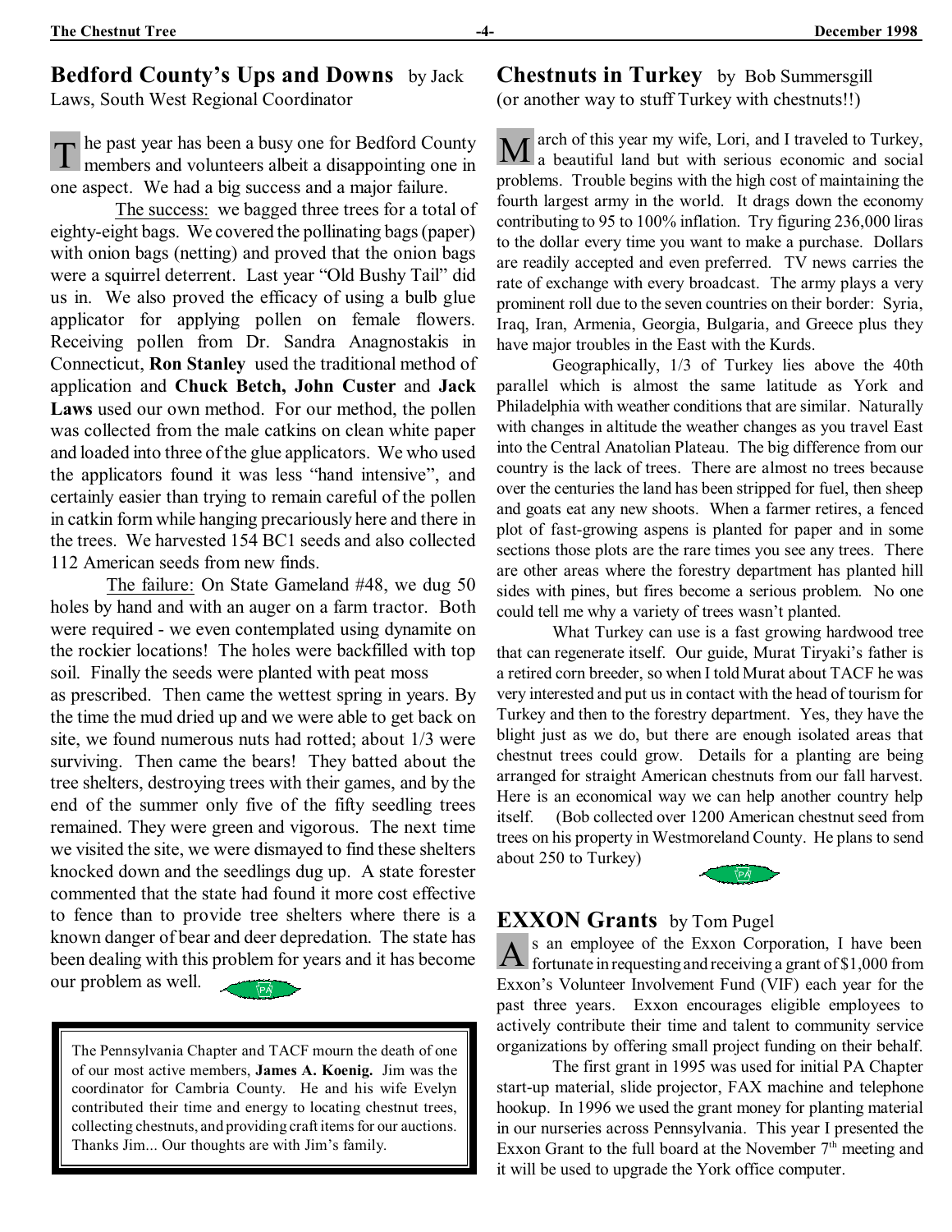## Bedford County's Ups and Downs by Jack Laws, South West Regional Coordinator

The past year has been a busy one for Bedford County members and volunteers albeit a disappointing one in one aspect. We had a big success and a major failure.

The success: we bagged three trees for a total of eighty-eight bags. We covered the pollinating bags (paper) with onion bags (netting) and proved that the onion bags were a squirrel deterrent. Last year "Old Bushy Tail" did us in. We also proved the efficacy of using a bulb glue applicator for applying pollen on female flowers. Receiving pollen from Dr. Sandra Anagnostakis in Connecticut, **Ron Stanley** used the traditional method of application and **Chuck Betch, John Custer** and **Jack Laws** used our own method. For our method, the pollen was collected from the male catkins on clean white paper and loaded into three of the glue applicators. We who used the applicators found it was less "hand intensive", and certainly easier than trying to remain careful of the pollen in catkin form while hanging precariously here and there in the trees. We harvested 154 BC1 seeds and also collected 112 American seeds from new finds.

The failure: On State Gameland #48, we dug 50 holes by hand and with an auger on a farm tractor. Both were required - we even contemplated using dynamite on the rockier locations! The holes were backfilled with top soil. Finally the seeds were planted with peat moss as prescribed. Then came the wettest spring in years. By the time the mud dried up and we were able to get back on site, we found numerous nuts had rotted; about 1/3 were surviving. Then came the bears! They batted about the tree shelters, destroying trees with their games, and by the end of the summer only five of the fifty seedling trees remained. They were green and vigorous. The next time we visited the site, we were dismayed to find these shelters knocked down and the seedlings dug up. A state forester commented that the state had found it more cost effective to fence than to provide tree shelters where there is a known danger of bear and deer depredation. The state has been dealing with this problem for years and it has become our problem as well.

> The Pennsylvania Chapter and TACF mourn the death of one of our most active members, **James A. Koenig.** Jim was the coordinator for Cambria County. He and his wife Evelyn contributed their time and energy to locating chestnut trees, collecting chestnuts, and providing craft items for our auctions. Thanks Jim... Our thoughts are with Jim's family.

## Chestnuts in Turkey by Bob Summersgill

(or another way to stuff Turkey with chestnuts!!)

March of this year my wife, Lori, and I traveled to Turkey, a beautiful land but with serious economic and social problems. Trouble begins with the high cost of maintaining the fourth largest army in the world. It drags down the economy contributing to 95 to 100% inflation. Try figuring 236,000 liras to the dollar every time you want to make a purchase. Dollars are readily accepted and even preferred. TV news carries the rate of exchange with every broadcast. The army plays a very prominent roll due to the seven countries on their border: Syria, Iraq, Iran, Armenia, Georgia, Bulgaria, and Greece plus they have major troubles in the East with the Kurds.

Geographically, 1/3 of Turkey lies above the 40th parallel which is almost the same latitude as York and Philadelphia with weather conditions that are similar. Naturally with changes in altitude the weather changes as you travel East into the Central Anatolian Plateau. The big difference from our country is the lack of trees. There are almost no trees because over the centuries the land has been stripped for fuel, then sheep and goats eat any new shoots. When a farmer retires, a fenced plot of fast-growing aspens is planted for paper and in some sections those plots are the rare times you see any trees. There are other areas where the forestry department has planted hill sides with pines, but fires become a serious problem. No one could tell me why a variety of trees wasn't planted.

What Turkey can use is a fast growing hardwood tree that can regenerate itself. Our guide, Murat Tiryaki's father is a retired corn breeder, so when I told Murat about TACF he was very interested and put us in contact with the head of tourism for Turkey and then to the forestry department. Yes, they have the blight just as we do, but there are enough isolated areas that chestnut trees could grow. Details for a planting are being arranged for straight American chestnuts from our fall harvest. Here is an economical way we can help another country help itself. (Bob collected over 1200 American chestnut seed from trees on his property in Westmoreland County. He plans to send about 250 to Turkey)

## EXXON Grants by Tom Pugel

As an employee of the Exxon Corporation, I have been fortunate in requesting and receiving a grant of $1,000 from Exxon's Volunteer Involvement Fund (VIF) each year for the past three years. Exxon encourages eligible employees to actively contribute their time and talent to community service organizations by offering small project funding on their behalf.

The first grant in 1995 was used for initial PA Chapter start-up material, slide projector, FAX machine and telephone hookup. In 1996 we used the grant money for planting material in our nurseries across Pennsylvania. This year I presented the Exxon Grant to the full board at the November 7th meeting and it will be used to upgrade the York office computer.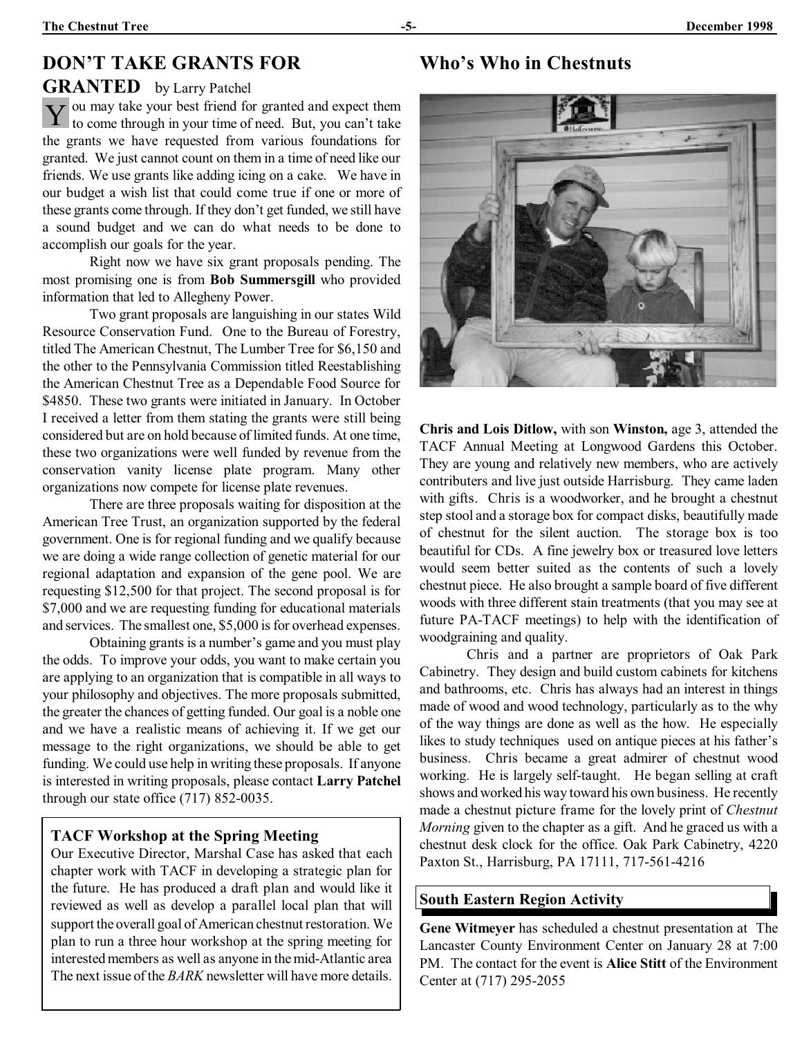## DON'T TAKE GRANTS FOR GRANTED by Larry Patchel

You may take your best friend for granted and expect them to come through in your time of need. But, you can't take the grants we have requested from various foundations for granted. We just cannot count on them in a time of need like our friends. We use grants like adding icing on a cake. We have in our budget a wish list that could come true if one or more of these grants come through. If they don't get funded, we still have a sound budget and we can do what needs to be done to accomplish our goals for the year.

Right now we have six grant proposals pending. The most promising one is from **Bob Summersgill** who provided information that led to Allegheny Power.

Two grant proposals are languishing in our states Wild Resource Conservation Fund. One to the Bureau of Forestry, titled The American Chestnut, The Lumber Tree for $6,150 and the other to the Pennsylvania Commission titled Reestablishing the American Chestnut Tree as a Dependable Food Source for $4850. These two grants were initiated in January. In October I received a letter from them stating the grants were still being considered but are on hold because of limited funds. At one time, these two organizations were well funded by revenue from the conservation vanity license plate program. Many other organizations now compete for license plate revenues.

There are three proposals waiting for disposition at the American Tree Trust, an organization supported by the federal government. One is for regional funding and we qualify because we are doing a wide range collection of genetic material for our regional adaptation and expansion of the gene pool. We are requesting $12,500 for that project. The second proposal is for $7,000 and we are requesting funding for educational materials and services. The smallest one, $5,000 is for overhead expenses.

Obtaining grants is a number's game and you must play the odds. To improve your odds, you want to make certain you are applying to an organization that is compatible in all ways to your philosophy and objectives. The more proposals submitted, the greater the chances of getting funded. Our goal is a noble one and we have a realistic means of achieving it. If we get our message to the right organizations, we should be able to get funding. We could use help in writing these proposals. If anyone is interested in writing proposals, please contact **Larry Patchel** through our state office (717) 852-0035.

### TACF Workshop at the Spring Meeting

Our Executive Director, Marshal Case has asked that each chapter work with TACF in developing a strategic plan for the future. He has produced a draft plan and would like it reviewed as well as develop a parallel local plan that will support the overall goal of American chestnut restoration. We plan to run a three hour workshop at the spring meeting for interested members as well as anyone in the mid-Atlantic area The next issue of the *BARK* newsletter will have more details.

## Who's Who in Chestnuts

**Chris and Lois Ditlow,** with son **Winston,** age 3, attended the TACF Annual Meeting at Longwood Gardens this October. They are young and relatively new members, who are actively contributers and live just outside Harrisburg. They came laden with gifts. Chris is a woodworker, and he brought a chestnut step stool and a storage box for compact disks, beautifully made of chestnut for the silent auction. The storage box is too beautiful for CDs. A fine jewelry box or treasured love letters would seem better suited as the contents of such a lovely chestnut piece. He also brought a sample board of five different woods with three different stain treatments (that you may see at future PA-TACF meetings) to help with the identification of woodgraining and quality.

Chris and a partner are proprietors of Oak Park Cabinetry. They design and build custom cabinets for kitchens and bathrooms, etc. Chris has always had an interest in things made of wood and wood technology, particularly as to the why of the way things are done as well as the how. He especially likes to study techniques used on antique pieces at his father's business. Chris became a great admirer of chestnut wood working. He is largely self-taught. He began selling at craft shows and worked his way toward his own business. He recently made a chestnut picture frame for the lovely print of *Chestnut Morning* given to the chapter as a gift. And he graced us with a chestnut desk clock for the office. Oak Park Cabinetry, 4220 Paxton St., Harrisburg, PA 17111, 717-561-4216

### South Eastern Region Activity

**Gene Witmeyer** has scheduled a chestnut presentation at The Lancaster County Environment Center on January 28 at 7:00 PM. The contact for the event is **Alice Stitt** of the Environment Center at (717) 295-2055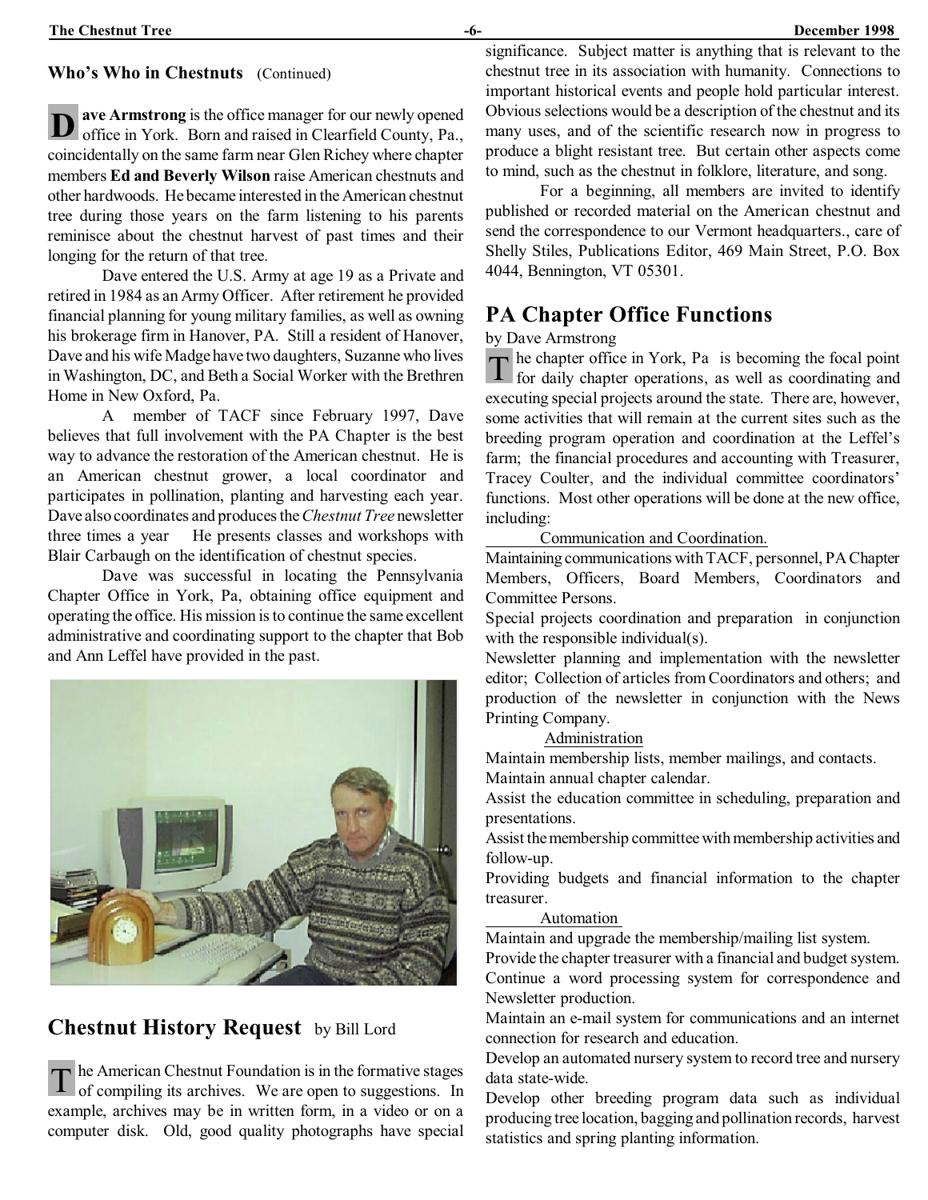## Who's Who in Chestnuts (Continued)

**Dave Armstrong** is the office manager for our newly opened office in York. Born and raised in Clearfield County, Pa., coincidentally on the same farm near Glen Richey where chapter members **Ed and Beverly Wilson** raise American chestnuts and other hardwoods. He became interested in the American chestnut tree during those years on the farm listening to his parents reminisce about the chestnut harvest of past times and their longing for the return of that tree.

Dave entered the U.S. Army at age 19 as a Private and retired in 1984 as an Army Officer. After retirement he provided financial planning for young military families, as well as owning his brokerage firm in Hanover, PA. Still a resident of Hanover, Dave and his wife Madge have two daughters, Suzanne who lives in Washington, DC, and Beth a Social Worker with the Brethren Home in New Oxford, Pa.

A member of TACF since February 1997, Dave believes that full involvement with the PA Chapter is the best way to advance the restoration of the American chestnut. He is an American chestnut grower, a local coordinator and participates in pollination, planting and harvesting each year. Dave also coordinates and produces the *Chestnut Tree* newsletter three times a year He presents classes and workshops with Blair Carbaugh on the identification of chestnut species.

Dave was successful in locating the Pennsylvania Chapter Office in York, Pa, obtaining office equipment and operating the office. His mission is to continue the same excellent administrative and coordinating support to the chapter that Bob and Ann Leffel have provided in the past.

## Chestnut History Request by Bill Lord

The American Chestnut Foundation is in the formative stages of compiling its archives. We are open to suggestions. In example, archives may be in written form, in a video or on a computer disk. Old, good quality photographs have special significance. Subject matter is anything that is relevant to the chestnut tree in its association with humanity. Connections to important historical events and people hold particular interest. Obvious selections would be a description of the chestnut and its many uses, and of the scientific research now in progress to produce a blight resistant tree. But certain other aspects come to mind, such as the chestnut in folklore, literature, and song.

For a beginning, all members are invited to identify published or recorded material on the American chestnut and send the correspondence to our Vermont headquarters., care of Shelly Stiles, Publications Editor, 469 Main Street, P.O. Box 4044, Bennington, VT 05301.

## PA Chapter Office Functions

by Dave Armstrong

The chapter office in York, Pa is becoming the focal point for daily chapter operations, as well as coordinating and executing special projects around the state. There are, however, some activities that will remain at the current sites such as the breeding program operation and coordination at the Leffel's farm; the financial procedures and accounting with Treasurer, Tracey Coulter, and the individual committee coordinators' functions. Most other operations will be done at the new office, including:

Communication and Coordination.

Maintaining communications with TACF, personnel, PA Chapter Members, Officers, Board Members, Coordinators and Committee Persons.

Special projects coordination and preparation in conjunction with the responsible individual(s).

Newsletter planning and implementation with the newsletter editor; Collection of articles from Coordinators and others; and production of the newsletter in conjunction with the News Printing Company.

Administration

Maintain membership lists, member mailings, and contacts.

Maintain annual chapter calendar.

Assist the education committee in scheduling, preparation and presentations.

Assist the membership committee with membership activities and follow-up.

Providing budgets and financial information to the chapter treasurer.

Automation

Maintain and upgrade the membership/mailing list system.

Provide the chapter treasurer with a financial and budget system.

Continue a word processing system for correspondence and Newsletter production.

Maintain an e-mail system for communications and an internet connection for research and education.

Develop an automated nursery system to record tree and nursery data state-wide.

Develop other breeding program data such as individual producing tree location, bagging and pollination records, harvest statistics and spring planting information.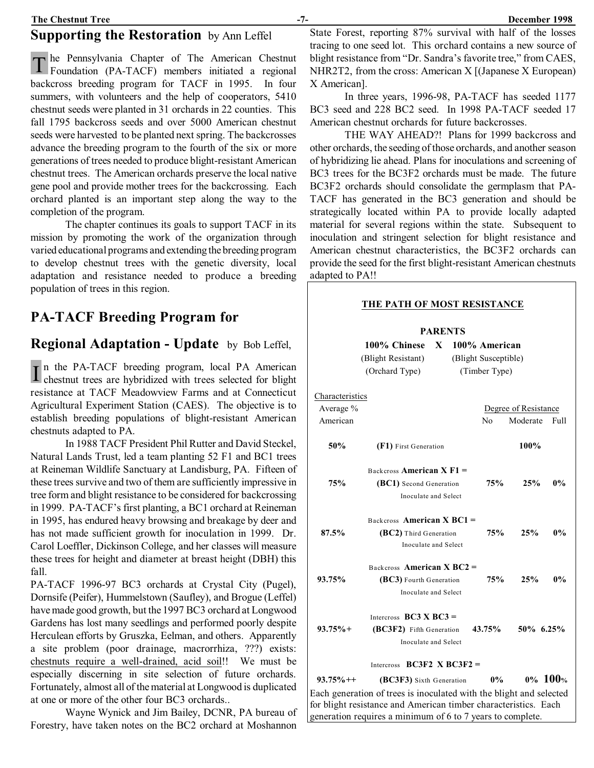## Supporting the Restoration by Ann Leffel

The Pennsylvania Chapter of The American Chestnut Foundation (PA-TACF) members initiated a regional backcross breeding program for TACF in 1995. In four summers, with volunteers and the help of cooperators, 5410 chestnut seeds were planted in 31 orchards in 22 counties. This fall 1795 backcross seeds and over 5000 American chestnut seeds were harvested to be planted next spring. The backcrosses advance the breeding program to the fourth of the six or more generations of trees needed to produce blight-resistant American chestnut trees. The American orchards preserve the local native gene pool and provide mother trees for the backcrossing. Each orchard planted is an important step along the way to the completion of the program.

The chapter continues its goals to support TACF in its mission by promoting the work of the organization through varied educational programs and extending the breeding program to develop chestnut trees with the genetic diversity, local adaptation and resistance needed to produce a breeding population of trees in this region.

## PA-TACF Breeding Program for Regional Adaptation - Update by Bob Leffel,

In the PA-TACF breeding program, local PA American chestnut trees are hybridized with trees selected for blight resistance at TACF Meadowview Farms and at Connecticut Agricultural Experiment Station (CAES). The objective is to establish breeding populations of blight-resistant American chestnuts adapted to PA.

In 1988 TACF President Phil Rutter and David Steckel, Natural Lands Trust, led a team planting 52 F1 and BC1 trees at Reineman Wildlife Sanctuary at Landisburg, PA. Fifteen of these trees survive and two of them are sufficiently impressive in tree form and blight resistance to be considered for backcrossing in 1999. PA-TACF's first planting, a BC1 orchard at Reineman in 1995, has endured heavy browsing and breakage by deer and has not made sufficient growth for inoculation in 1999. Dr. Carol Loeffler, Dickinson College, and her classes will measure these trees for height and diameter at breast height (DBH) this fall.

PA-TACF 1996-97 BC3 orchards at Crystal City (Pugel), Dornsife (Peifer), Hummelstown (Saufley), and Brogue (Leffel) have made good growth, but the 1997 BC3 orchard at Longwood Gardens has lost many seedlings and performed poorly despite Herculean efforts by Gruszka, Eelman, and others. Apparently a site problem (poor drainage, macrorrhiza, ???) exists: chestnuts require a well-drained, acid soil!! We must be especially discerning in site selection of future orchards. Fortunately, almost all of the material at Longwood is duplicated at one or more of the other four BC3 orchards..

Wayne Wynick and Jim Bailey, DCNR, PA bureau of Forestry, have taken notes on the BC2 orchard at Moshannon State Forest, reporting 87% survival with half of the losses tracing to one seed lot. This orchard contains a new source of blight resistance from "Dr. Sandra's favorite tree," from CAES, NHR2T2, from the cross: American X [(Japanese X European) X American].

In three years, 1996-98, PA-TACF has seeded 1177 BC3 seed and 228 BC2 seed. In 1998 PA-TACF seeded 17 American chestnut orchards for future backcrosses.

THE WAY AHEAD?! Plans for 1999 backcross and other orchards, the seeding of those orchards, and another season of hybridizing lie ahead. Plans for inoculations and screening of BC3 trees for the BC3F2 orchards must be made. The future BC3F2 orchards should consolidate the germplasm that PA-TACF has generated in the BC3 generation and should be strategically located within PA to provide locally adapted material for several regions within the state. Subsequent to inoculation and stringent selection for blight resistance and American chestnut characteristics, the BC3F2 orchards can provide the seed for the first blight-resistant American chestnuts adapted to PA!!

**THE PATH OF MOST RESISTANCE**

**PARENTS**

**100% Chinese X 100% American**
(Blight Resistant) (Blight Susceptible)
(Orchard Type) (Timber Type)

| Characteristics: Average % American | | Degree of Resistance: No | Moderate | Full |
|---|---|---|---|---|
| **50%** | **(F1)** First Generation | | **100%** | |
| **75%** | Backcross **American X F1 = (BC1)** Second Generation, Inoculate and Select | **75%** | **25%** | **0%** |
| **87.5%** | Backcross **American X BC1 = (BC2)** Third Generation, Inoculate and Select | **75%** | **25%** | **0%** |
| **93.75%** | Backcross **American X BC2 = (BC3)** Fourth Generation, Inoculate and Select | **75%** | **25%** | **0%** |
| **93.75%+** | Intercross **BC3 X BC3 = (BC3F2)** Fifth Generation, Inoculate and Select | **43.75%** | **50%** | **6.25%** |
| **93.75%++** | Intercross **BC3F2 X BC3F2 = (BC3F3)** Sixth Generation | **0%** | **0%** | **100%** |

Each generation of trees is inoculated with the blight and selected for blight resistance and American timber characteristics. Each generation requires a minimum of 6 to 7 years to complete.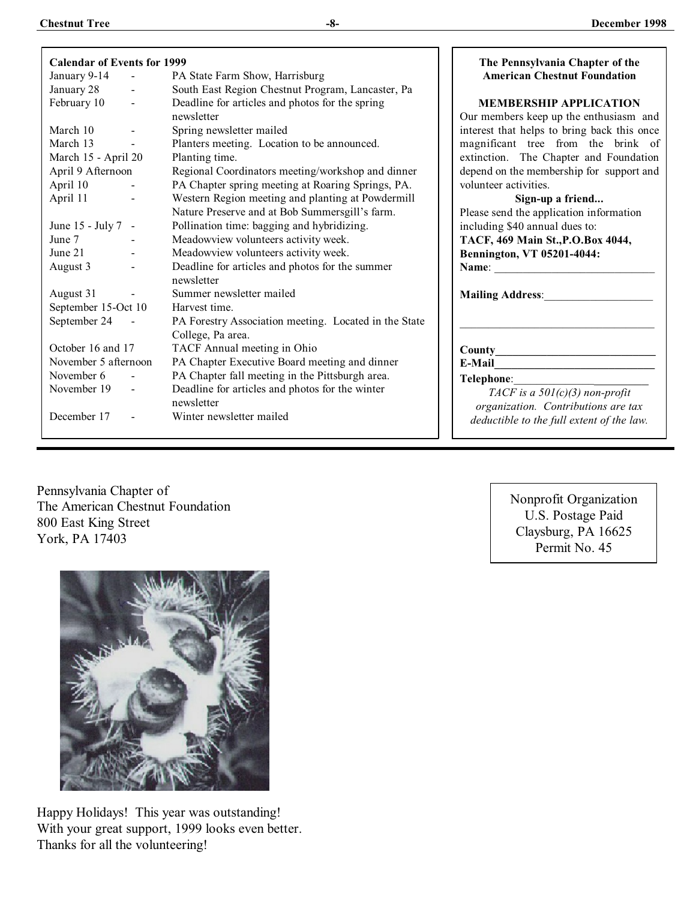**Calendar of Events for 1999**

| | | |
|---|---|---|
| January 9-14 | - | PA State Farm Show, Harrisburg |
| January 28 | - | South East Region Chestnut Program, Lancaster, Pa |
| February 10 | - | Deadline for articles and photos for the spring newsletter |
| March 10 | - | Spring newsletter mailed |
| March 13 | - | Planters meeting. Location to be announced. |
| March 15 - April 20 | | Planting time. |
| April 9 Afternoon | | Regional Coordinators meeting/workshop and dinner |
| April 10 | - | PA Chapter spring meeting at Roaring Springs, PA. |
| April 11 | - | Western Region meeting and planting at Powdermill Nature Preserve and at Bob Summersgill's farm. |
| June 15 - July 7 | - | Pollination time: bagging and hybridizing. |
| June 7 | - | Meadowview volunteers activity week. |
| June 21 | - | Meadowview volunteers activity week. |
| August 3 | - | Deadline for articles and photos for the summer newsletter |
| August 31 | - | Summer newsletter mailed |
| September 15-Oct 10 | | Harvest time. |
| September 24 | - | PA Forestry Association meeting. Located in the State College, Pa area. |
| October 16 and 17 | | TACF Annual meeting in Ohio |
| November 5 afternoon | | PA Chapter Executive Board meeting and dinner |
| November 6 | - | PA Chapter fall meeting in the Pittsburgh area. |
| November 19 | - | Deadline for articles and photos for the winter newsletter |
| December 17 | - | Winter newsletter mailed |

**The Pennsylvania Chapter of the American Chestnut Foundation**

**MEMBERSHIP APPLICATION**

Our members keep up the enthusiasm and interest that helps to bring back this once magnificant tree from the brink of extinction. The Chapter and Foundation depend on the membership for support and volunteer activities.

**Sign-up a friend...**

Please send the application information including $40 annual dues to:
**TACF, 469 Main St.,P.O.Box 4044, Bennington, VT 05201-4044:**

**Name**: ____________________________

**Mailing Address**:___________________

__________________________________

**County**____________________________

**E-Mail**____________________________

**Telephone**:_______________________

*TACF is a 501(c)(3) non-profit organization. Contributions are tax deductible to the full extent of the law.*

---

Pennsylvania Chapter of
The American Chestnut Foundation
800 East King Street
York, PA 17403

Nonprofit Organization
U.S. Postage Paid
Claysburg, PA 16625
Permit No. 45

Happy Holidays! This year was outstanding!
With your great support, 1999 looks even better.
Thanks for all the volunteering!